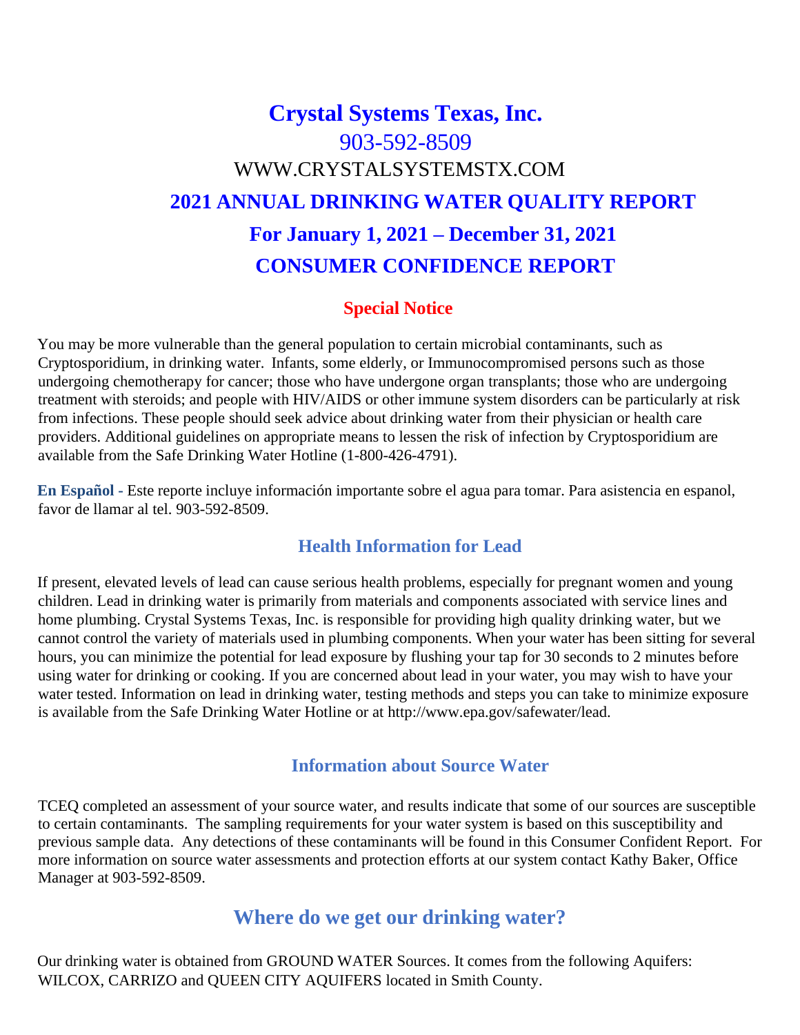# Crystal Systems Texas, Inc.

903-592-8509

WWW.CRYSTALSYSTEMSTX.COM

## 2021 ANNUAL DRINKING WATER QUALITY REPORT

## For January 1, 2021 – December 31, 2021

## CONSUMER CONFIDENCE REPORT

### Special Notice

You may be more vulnerable than the general population to certain microbial contaminants, such as Cryptosporidium, in drinking water. Infants, some elderly, or Immunocompromised persons such as those undergoing chemotherapy for cancer; those who have undergone organ transplants; those who are undergoing treatment with steroids; and people with HIV/AIDS or other immune system disorders can be particularly at risk from infections. These people should seek advice about drinking water from their physician or health care providers. Additional guidelines on appropriate means to lessen the risk of infection by Cryptosporidium are available from the Safe Drinking Water Hotline (1-800-426-4791).

**En Español -** Este reporte incluye información importante sobre el agua para tomar. Para asistencia en espanol, favor de llamar al tel. 903-592-8509.

### Health Information for Lead

If present, elevated levels of lead can cause serious health problems, especially for pregnant women and young children. Lead in drinking water is primarily from materials and components associated with service lines and home plumbing. Crystal Systems Texas, Inc. is responsible for providing high quality drinking water, but we cannot control the variety of materials used in plumbing components. When your water has been sitting for several hours, you can minimize the potential for lead exposure by flushing your tap for 30 seconds to 2 minutes before using water for drinking or cooking. If you are concerned about lead in your water, you may wish to have your water tested. Information on lead in drinking water, testing methods and steps you can take to minimize exposure is available from the Safe Drinking Water Hotline or at http://www.epa.gov/safewater/lead.

### Information about Source Water

TCEQ completed an assessment of your source water, and results indicate that some of our sources are susceptible to certain contaminants. The sampling requirements for your water system is based on this susceptibility and previous sample data. Any detections of these contaminants will be found in this Consumer Confident Report. For more information on source water assessments and protection efforts at our system contact Kathy Baker, Office Manager at 903-592-8509.

## Where do we get our drinking water?

Our drinking water is obtained from GROUND WATER Sources. It comes from the following Aquifers: WILCOX, CARRIZO and QUEEN CITY AQUIFERS located in Smith County.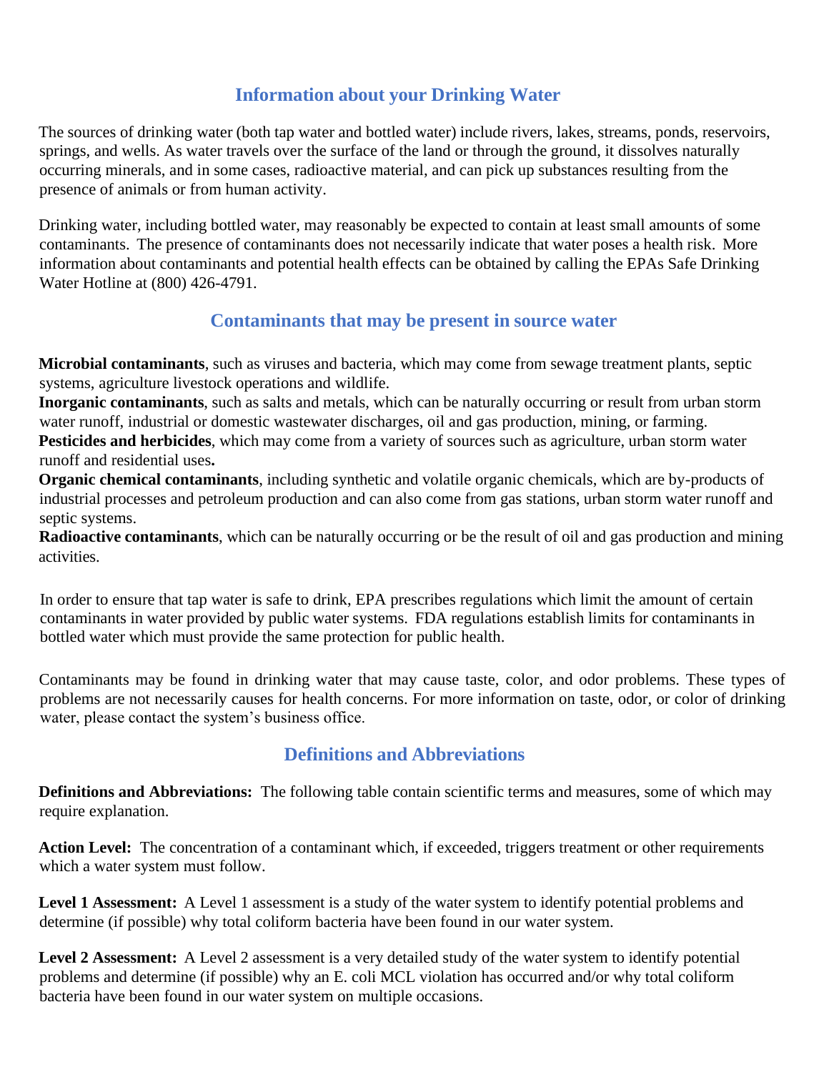## Information about your Drinking Water

The sources of drinking water (both tap water and bottled water) include rivers, lakes, streams, ponds, reservoirs, springs, and wells. As water travels over the surface of the land or through the ground, it dissolves naturally occurring minerals, and in some cases, radioactive material, and can pick up substances resulting from the presence of animals or from human activity.

Drinking water, including bottled water, may reasonably be expected to contain at least small amounts of some contaminants. The presence of contaminants does not necessarily indicate that water poses a health risk. More information about contaminants and potential health effects can be obtained by calling the EPAs Safe Drinking Water Hotline at (800) 426-4791.

## Contaminants that may be present in source water

**Microbial contaminants**, such as viruses and bacteria, which may come from sewage treatment plants, septic systems, agriculture livestock operations and wildlife.
**Inorganic contaminants**, such as salts and metals, which can be naturally occurring or result from urban storm water runoff, industrial or domestic wastewater discharges, oil and gas production, mining, or farming.
**Pesticides and herbicides**, which may come from a variety of sources such as agriculture, urban storm water runoff and residential uses**.**
**Organic chemical contaminants**, including synthetic and volatile organic chemicals, which are by-products of industrial processes and petroleum production and can also come from gas stations, urban storm water runoff and septic systems.
**Radioactive contaminants**, which can be naturally occurring or be the result of oil and gas production and mining activities.

In order to ensure that tap water is safe to drink, EPA prescribes regulations which limit the amount of certain contaminants in water provided by public water systems. FDA regulations establish limits for contaminants in bottled water which must provide the same protection for public health.

Contaminants may be found in drinking water that may cause taste, color, and odor problems. These types of problems are not necessarily causes for health concerns. For more information on taste, odor, or color of drinking water, please contact the system's business office.

## Definitions and Abbreviations

**Definitions and Abbreviations:** The following table contain scientific terms and measures, some of which may require explanation.

**Action Level:** The concentration of a contaminant which, if exceeded, triggers treatment or other requirements which a water system must follow.

**Level 1 Assessment:** A Level 1 assessment is a study of the water system to identify potential problems and determine (if possible) why total coliform bacteria have been found in our water system.

**Level 2 Assessment:** A Level 2 assessment is a very detailed study of the water system to identify potential problems and determine (if possible) why an E. coli MCL violation has occurred and/or why total coliform bacteria have been found in our water system on multiple occasions.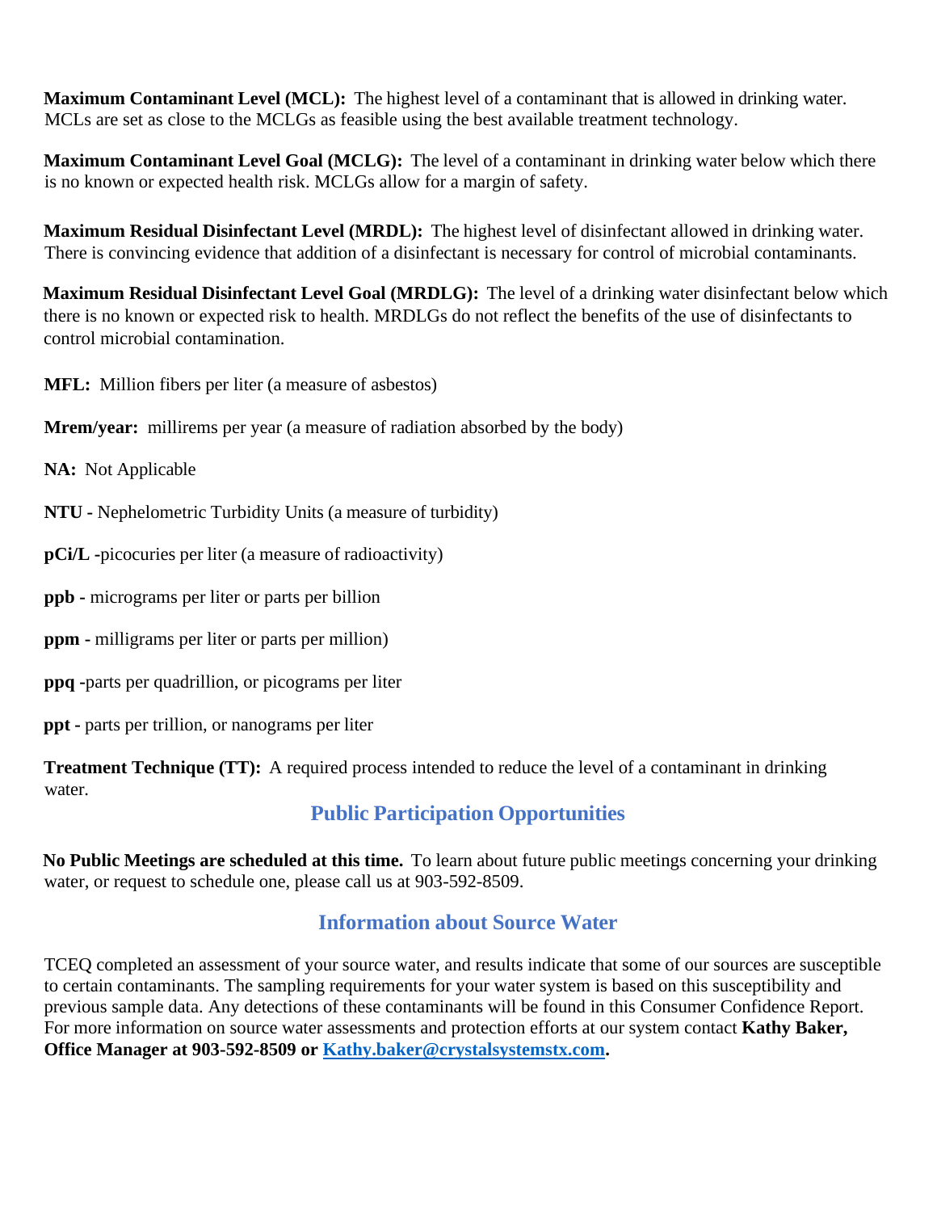**Maximum Contaminant Level (MCL):** The highest level of a contaminant that is allowed in drinking water. MCLs are set as close to the MCLGs as feasible using the best available treatment technology.

**Maximum Contaminant Level Goal (MCLG):** The level of a contaminant in drinking water below which there is no known or expected health risk. MCLGs allow for a margin of safety.

**Maximum Residual Disinfectant Level (MRDL):** The highest level of disinfectant allowed in drinking water. There is convincing evidence that addition of a disinfectant is necessary for control of microbial contaminants.

**Maximum Residual Disinfectant Level Goal (MRDLG):** The level of a drinking water disinfectant below which there is no known or expected risk to health. MRDLGs do not reflect the benefits of the use of disinfectants to control microbial contamination.

**MFL:** Million fibers per liter (a measure of asbestos)

**Mrem/year:** millirems per year (a measure of radiation absorbed by the body)

**NA:** Not Applicable

**NTU -** Nephelometric Turbidity Units (a measure of turbidity)

**pCi/L -**picocuries per liter (a measure of radioactivity)

**ppb -** micrograms per liter or parts per billion

**ppm -** milligrams per liter or parts per million)

**ppq -**parts per quadrillion, or picograms per liter

**ppt -** parts per trillion, or nanograms per liter

**Treatment Technique (TT):** A required process intended to reduce the level of a contaminant in drinking water.

## Public Participation Opportunities

**No Public Meetings are scheduled at this time.** To learn about future public meetings concerning your drinking water, or request to schedule one, please call us at 903-592-8509.

## Information about Source Water

TCEQ completed an assessment of your source water, and results indicate that some of our sources are susceptible to certain contaminants. The sampling requirements for your water system is based on this susceptibility and previous sample data. Any detections of these contaminants will be found in this Consumer Confidence Report. For more information on source water assessments and protection efforts at our system contact **Kathy Baker, Office Manager at 903-592-8509 or [Kathy.baker@crystalsystemstx.com](mailto:Kathy.baker@crystalsystemstx.com).**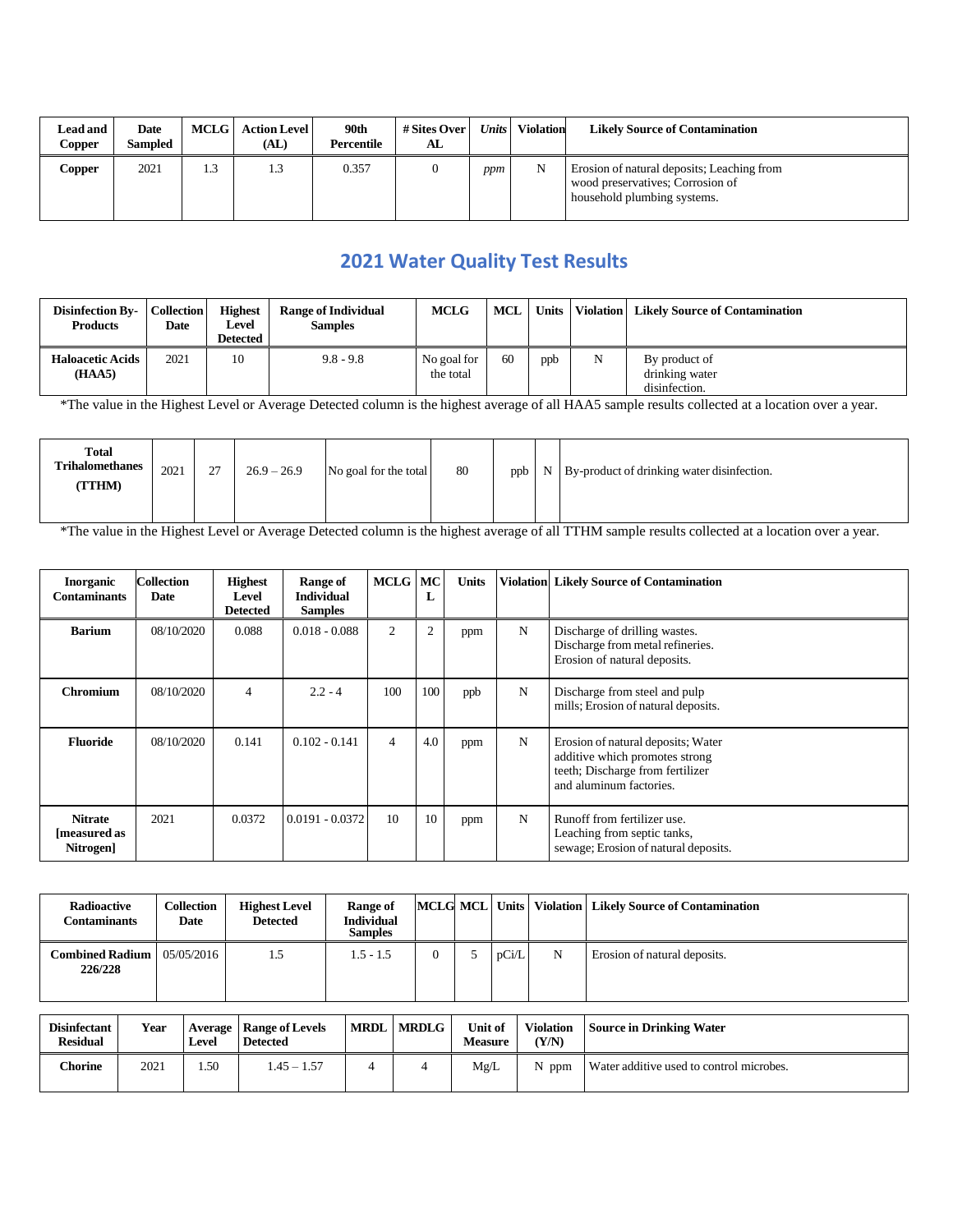| Lead and Copper | Date Sampled | MCLG | Action Level (AL) | 90th Percentile | # Sites Over AL | *Units* | Violation | Likely Source of Contamination |
|---|---|---|---|---|---|---|---|---|
| **Copper** | 2021 | 1.3 | 1.3 | 0.357 | 0 | *ppm* | N | Erosion of natural deposits; Leaching from wood preservatives; Corrosion of household plumbing systems. |

## 2021 Water Quality Test Results

| Disinfection By-Products | Collection Date | Highest Level Detected | Range of Individual Samples | MCLG | MCL | Units | Violation | Likely Source of Contamination |
|---|---|---|---|---|---|---|---|---|
| **Haloacetic Acids (HAA5)** | 2021 | 10 | 9.8 - 9.8 | No goal for the total | 60 | ppb | N | By product of drinking water disinfection. |

*The value in the Highest Level or Average Detected column is the highest average of all HAA5 sample results collected at a location over a year.

| | | | | | | | | |
|---|---|---|---|---|---|---|---|---|
| **Total Trihalomethanes (TTHM)** | 2021 | 27 | 26.9 – 26.9 | No goal for the total | 80 | ppb | N | By-product of drinking water disinfection. |

*The value in the Highest Level or Average Detected column is the highest average of all TTHM sample results collected at a location over a year.

| Inorganic Contaminants | Collection Date | Highest Level Detected | Range of Individual Samples | MCLG | MCL | Units | Violation | Likely Source of Contamination |
|---|---|---|---|---|---|---|---|---|
| **Barium** | 08/10/2020 | 0.088 | 0.018 - 0.088 | 2 | 2 | ppm | N | Discharge of drilling wastes. Discharge from metal refineries. Erosion of natural deposits. |
| **Chromium** | 08/10/2020 | 4 | 2.2 - 4 | 100 | 100 | ppb | N | Discharge from steel and pulp mills; Erosion of natural deposits. |
| **Fluoride** | 08/10/2020 | 0.141 | 0.102 - 0.141 | 4 | 4.0 | ppm | N | Erosion of natural deposits; Water additive which promotes strong teeth; Discharge from fertilizer and aluminum factories. |
| **Nitrate [measured as Nitrogen]** | 2021 | 0.0372 | 0.0191 - 0.0372 | 10 | 10 | ppm | N | Runoff from fertilizer use. Leaching from septic tanks, sewage; Erosion of natural deposits. |

| Radioactive Contaminants | Collection Date | Highest Level Detected | Range of Individual Samples | MCLG | MCL | Units | Violation | Likely Source of Contamination |
|---|---|---|---|---|---|---|---|---|
| **Combined Radium 226/228** | 05/05/2016 | 1.5 | 1.5 - 1.5 | 0 | 5 | pCi/L | N | Erosion of natural deposits. |

| Disinfectant Residual | Year | Average Level | Range of Levels Detected | MRDL | MRDLG | Unit of Measure | Violation (Y/N) | Source in Drinking Water |
|---|---|---|---|---|---|---|---|---|
| **Chorine** | 2021 | 1.50 | 1.45 – 1.57 | 4 | 4 | Mg/L | N ppm | Water additive used to control microbes. |